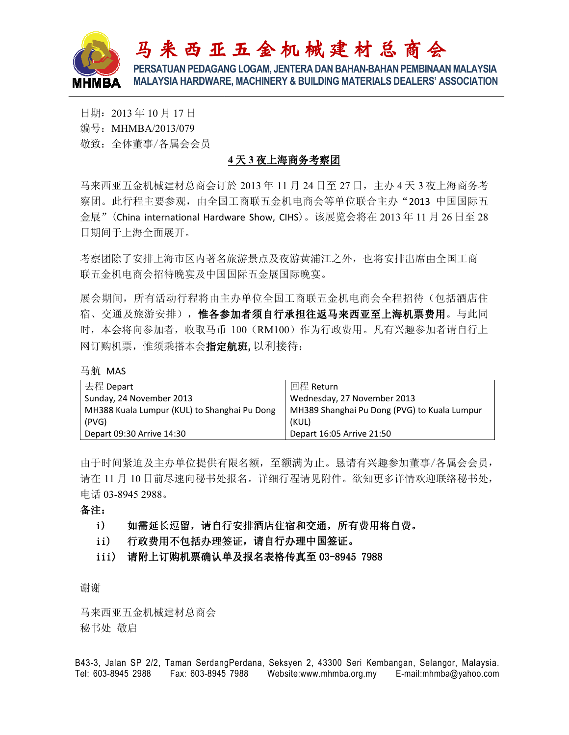# 马 来 西 亚 五 金 机 械 建 材 总 商 会

**PERSATUAN PEDAGANG LOGAM, JENTERA DAN BAHAN-BAHAN PEMBINAAN MALAYSIA**
**MALAYSIA HARDWARE, MACHINERY & BUILDING MATERIALS DEALERS' ASSOCIATION**

日期：2013 年 10 月 17 日
编号：MHMBA/2013/079
敬致：全体董事/各属会会员

## 4 天 3 夜上海商务考察团

马来西亚五金机械建材总商会订於 2013 年 11 月 24 日至 27 日，主办 4 天 3 夜上海商务考察团。此行程主要参观，由全国工商联五金机电商会等单位联合主办"2013 中国国际五金展"（China international Hardware Show, CIHS）。该展览会将在 2013 年 11 月 26 日至 28 日期间于上海全面展开。

考察团除了安排上海市区内著名旅游景点及夜游黄浦江之外，也将安排出席由全国工商联五金机电商会招待晚宴及中国国际五金展国际晚宴。

展会期间，所有活动行程将由主办单位全国工商联五金机电商会全程招待（包括酒店住宿、交通及旅游安排），**惟各参加者须自行承担往返马来西亚至上海机票费用**。与此同时，本会将向参加者，收取马币 100（RM100）作为行政费用。凡有兴趣参加者请自行上网订购机票，惟须乘搭本会**指定航班,** 以利接待：

马航 MAS

| 去程 Depart | 回程 Return |
|---|---|
| Sunday, 24 November 2013 | Wednesday, 27 November 2013 |
| MH388 Kuala Lumpur (KUL) to Shanghai Pu Dong (PVG) | MH389 Shanghai Pu Dong (PVG) to Kuala Lumpur (KUL) |
| Depart 09:30 Arrive 14:30 | Depart 16:05 Arrive 21:50 |

由于时间紧迫及主办单位提供有限名额，至额满为止。恳请有兴趣参加董事/各属会会员，请在 11 月 10 日前尽速向秘书处报名。详细行程请见附件。欲知更多详情欢迎联络秘书处，电话 03-8945 2988。

**备注：**

- **i) 如需延长逗留，请自行安排酒店住宿和交通，所有费用将自费。**
- **ii) 行政费用不包括办理签证，请自行办理中国签证。**
- **iii) 请附上订购机票确认单及报名表格传真至 03-8945 7988**

谢谢

马来西亚五金机械建材总商会
秘书处 敬启

B43-3, Jalan SP 2/2, Taman SerdangPerdana, Seksyen 2, 43300 Seri Kembangan, Selangor, Malaysia.
Tel: 603-8945 2988 Fax: 603-8945 7988 Website:www.mhmba.org.my E-mail:mhmba@yahoo.com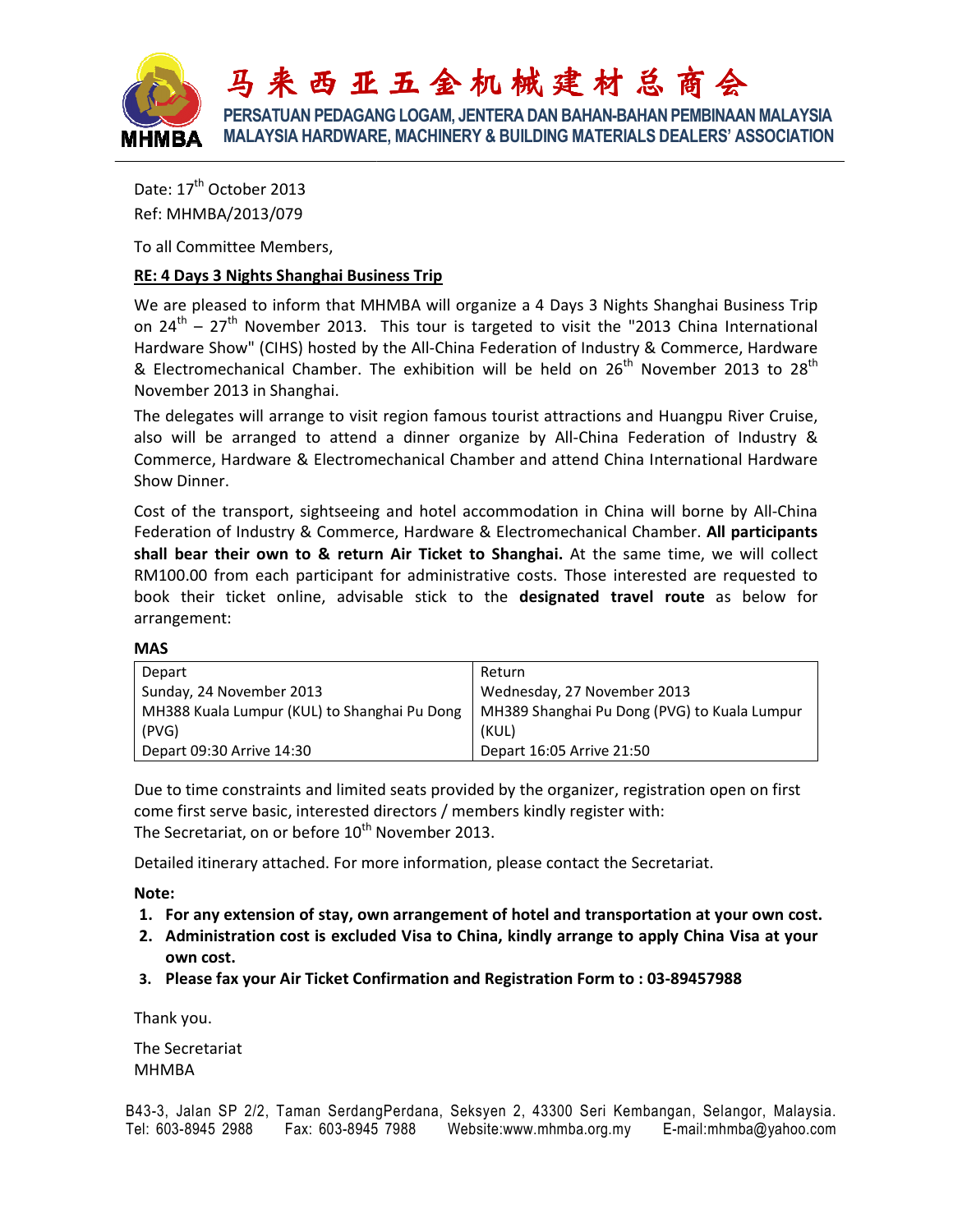# 马来西亚五金机械建材总商会

**PERSATUAN PEDAGANG LOGAM, JENTERA DAN BAHAN-BAHAN PEMBINAAN MALAYSIA**
**MALAYSIA HARDWARE, MACHINERY & BUILDING MATERIALS DEALERS' ASSOCIATION**

Date: 17th October 2013
Ref: MHMBA/2013/079

To all Committee Members,

**RE: 4 Days 3 Nights Shanghai Business Trip**

We are pleased to inform that MHMBA will organize a 4 Days 3 Nights Shanghai Business Trip on 24th – 27th November 2013. This tour is targeted to visit the "2013 China International Hardware Show" (CIHS) hosted by the All-China Federation of Industry & Commerce, Hardware & Electromechanical Chamber. The exhibition will be held on 26th November 2013 to 28th November 2013 in Shanghai.

The delegates will arrange to visit region famous tourist attractions and Huangpu River Cruise, also will be arranged to attend a dinner organize by All-China Federation of Industry & Commerce, Hardware & Electromechanical Chamber and attend China International Hardware Show Dinner.

Cost of the transport, sightseeing and hotel accommodation in China will borne by All-China Federation of Industry & Commerce, Hardware & Electromechanical Chamber. **All participants shall bear their own to & return Air Ticket to Shanghai.** At the same time, we will collect RM100.00 from each participant for administrative costs. Those interested are requested to book their ticket online, advisable stick to the **designated travel route** as below for arrangement:

**MAS**

| Depart | Return |
|---|---|
| Sunday, 24 November 2013 | Wednesday, 27 November 2013 |
| MH388 Kuala Lumpur (KUL) to Shanghai Pu Dong (PVG) | MH389 Shanghai Pu Dong (PVG) to Kuala Lumpur (KUL) |
| Depart 09:30 Arrive 14:30 | Depart 16:05 Arrive 21:50 |

Due to time constraints and limited seats provided by the organizer, registration open on first come first serve basic, interested directors / members kindly register with:
The Secretariat, on or before 10th November 2013.

Detailed itinerary attached. For more information, please contact the Secretariat.

**Note:**

1. **For any extension of stay, own arrangement of hotel and transportation at your own cost.**
2. **Administration cost is excluded Visa to China, kindly arrange to apply China Visa at your own cost.**
3. **Please fax your Air Ticket Confirmation and Registration Form to : 03-89457988**

Thank you.

The Secretariat
MHMBA

B43-3, Jalan SP 2/2, Taman SerdangPerdana, Seksyen 2, 43300 Seri Kembangan, Selangor, Malaysia.
Tel: 603-8945 2988 Fax: 603-8945 7988 Website:www.mhmba.org.my E-mail:mhmba@yahoo.com